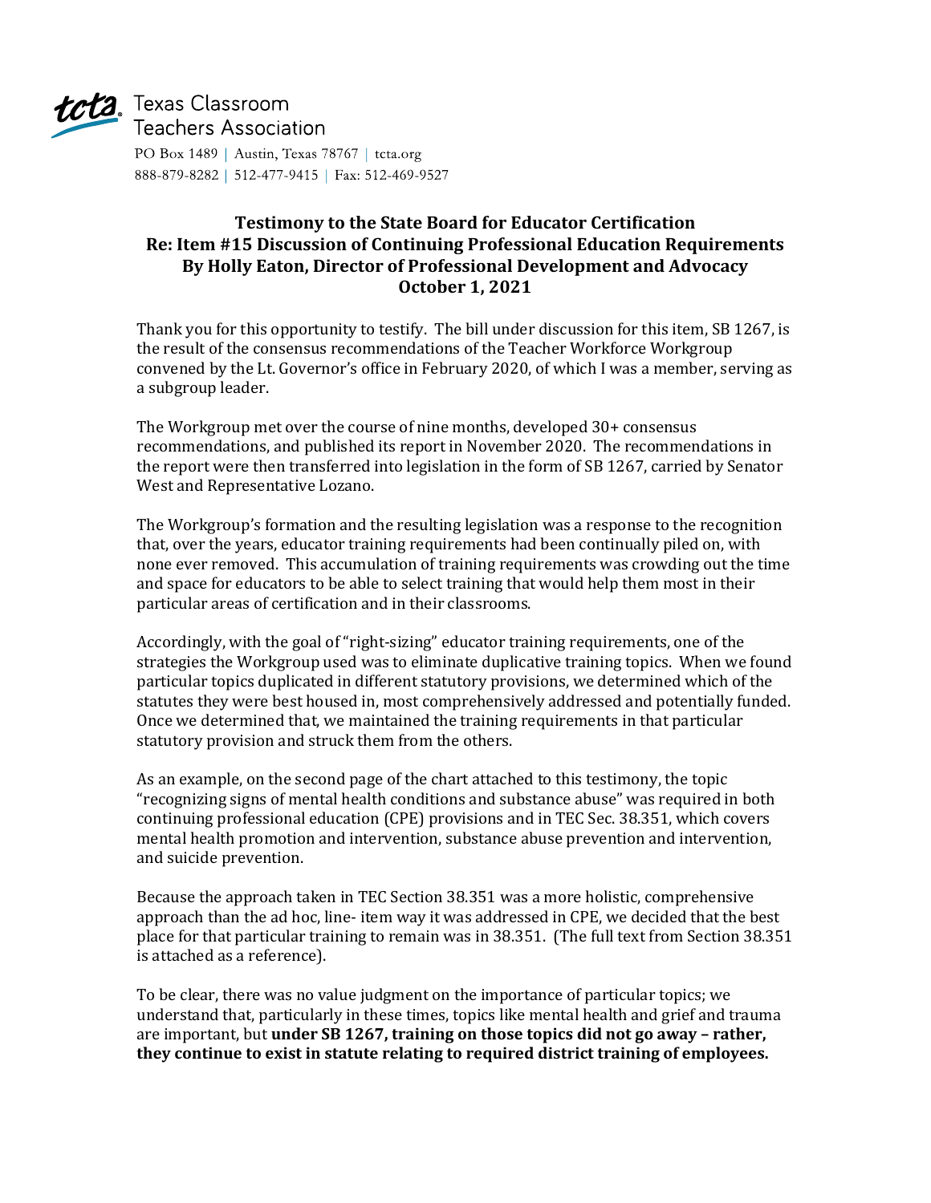tcta Texas Classroom Teachers Association

PO Box 1489 | Austin, Texas 78767 | tcta.org
888-879-8282 | 512-477-9415 | Fax: 512-469-9527

## Testimony to the State Board for Educator Certification
## Re: Item #15 Discussion of Continuing Professional Education Requirements
## By Holly Eaton, Director of Professional Development and Advocacy
## October 1, 2021

Thank you for this opportunity to testify. The bill under discussion for this item, SB 1267, is the result of the consensus recommendations of the Teacher Workforce Workgroup convened by the Lt. Governor's office in February 2020, of which I was a member, serving as a subgroup leader.

The Workgroup met over the course of nine months, developed 30+ consensus recommendations, and published its report in November 2020. The recommendations in the report were then transferred into legislation in the form of SB 1267, carried by Senator West and Representative Lozano.

The Workgroup's formation and the resulting legislation was a response to the recognition that, over the years, educator training requirements had been continually piled on, with none ever removed. This accumulation of training requirements was crowding out the time and space for educators to be able to select training that would help them most in their particular areas of certification and in their classrooms.

Accordingly, with the goal of "right-sizing" educator training requirements, one of the strategies the Workgroup used was to eliminate duplicative training topics. When we found particular topics duplicated in different statutory provisions, we determined which of the statutes they were best housed in, most comprehensively addressed and potentially funded. Once we determined that, we maintained the training requirements in that particular statutory provision and struck them from the others.

As an example, on the second page of the chart attached to this testimony, the topic "recognizing signs of mental health conditions and substance abuse" was required in both continuing professional education (CPE) provisions and in TEC Sec. 38.351, which covers mental health promotion and intervention, substance abuse prevention and intervention, and suicide prevention.

Because the approach taken in TEC Section 38.351 was a more holistic, comprehensive approach than the ad hoc, line- item way it was addressed in CPE, we decided that the best place for that particular training to remain was in 38.351. (The full text from Section 38.351 is attached as a reference).

To be clear, there was no value judgment on the importance of particular topics; we understand that, particularly in these times, topics like mental health and grief and trauma are important, but **under SB 1267, training on those topics did not go away – rather, they continue to exist in statute relating to required district training of employees.**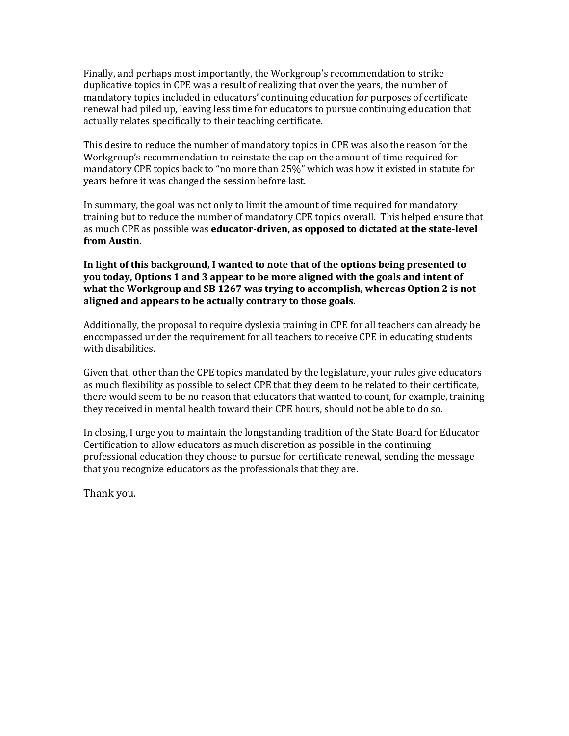Finally, and perhaps most importantly, the Workgroup's recommendation to strike duplicative topics in CPE was a result of realizing that over the years, the number of mandatory topics included in educators' continuing education for purposes of certificate renewal had piled up, leaving less time for educators to pursue continuing education that actually relates specifically to their teaching certificate.

This desire to reduce the number of mandatory topics in CPE was also the reason for the Workgroup's recommendation to reinstate the cap on the amount of time required for mandatory CPE topics back to "no more than 25%" which was how it existed in statute for years before it was changed the session before last.

In summary, the goal was not only to limit the amount of time required for mandatory training but to reduce the number of mandatory CPE topics overall. This helped ensure that as much CPE as possible was **educator-driven, as opposed to dictated at the state-level from Austin.**

**In light of this background, I wanted to note that of the options being presented to you today, Options 1 and 3 appear to be more aligned with the goals and intent of what the Workgroup and SB 1267 was trying to accomplish, whereas Option 2 is not aligned and appears to be actually contrary to those goals.**

Additionally, the proposal to require dyslexia training in CPE for all teachers can already be encompassed under the requirement for all teachers to receive CPE in educating students with disabilities.

Given that, other than the CPE topics mandated by the legislature, your rules give educators as much flexibility as possible to select CPE that they deem to be related to their certificate, there would seem to be no reason that educators that wanted to count, for example, training they received in mental health toward their CPE hours, should not be able to do so.

In closing, I urge you to maintain the longstanding tradition of the State Board for Educator Certification to allow educators as much discretion as possible in the continuing professional education they choose to pursue for certificate renewal, sending the message that you recognize educators as the professionals that they are.

Thank you.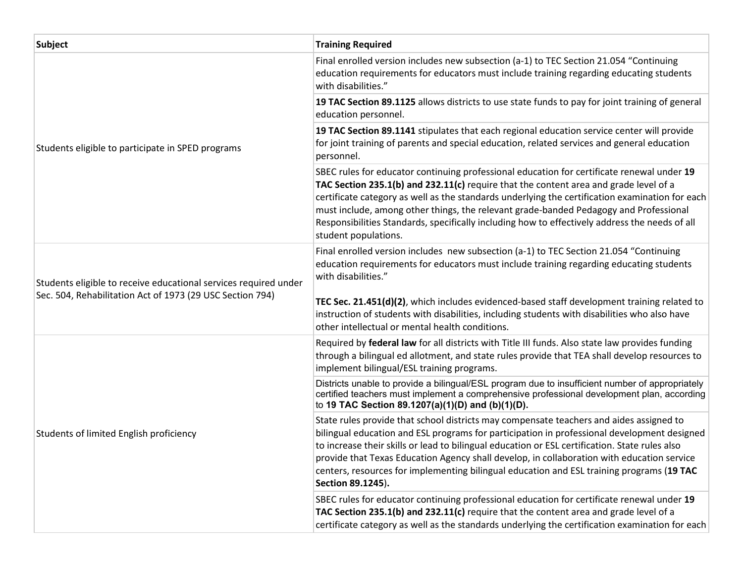| Subject | Training Required |
| --- | --- |
| Students eligible to participate in SPED programs | Final enrolled version includes new subsection (a-1) to TEC Section 21.054 "Continuing education requirements for educators must include training regarding educating students with disabilities." |
| | **19 TAC Section 89.1125** allows districts to use state funds to pay for joint training of general education personnel. |
| | **19 TAC Section 89.1141** stipulates that each regional education service center will provide for joint training of parents and special education, related services and general education personnel. |
| | SBEC rules for educator continuing professional education for certificate renewal under **19 TAC Section 235.1(b) and 232.11(c)** require that the content area and grade level of a certificate category as well as the standards underlying the certification examination for each must include, among other things, the relevant grade-banded Pedagogy and Professional Responsibilities Standards, specifically including how to effectively address the needs of all student populations. |
| Students eligible to receive educational services required under Sec. 504, Rehabilitation Act of 1973 (29 USC Section 794) | Final enrolled version includes new subsection (a-1) to TEC Section 21.054 "Continuing education requirements for educators must include training regarding educating students with disabilities."<br><br>**TEC Sec. 21.451(d)(2)**, which includes evidenced-based staff development training related to instruction of students with disabilities, including students with disabilities who also have other intellectual or mental health conditions. |
| Students of limited English proficiency | Required by **federal law** for all districts with Title III funds. Also state law provides funding through a bilingual ed allotment, and state rules provide that TEA shall develop resources to implement bilingual/ESL training programs. |
| | Districts unable to provide a bilingual/ESL program due to insufficient number of appropriately certified teachers must implement a comprehensive professional development plan, according to **19 TAC Section 89.1207(a)(1)(D) and (b)(1)(D).** |
| | State rules provide that school districts may compensate teachers and aides assigned to bilingual education and ESL programs for participation in professional development designed to increase their skills or lead to bilingual education or ESL certification. State rules also provide that Texas Education Agency shall develop, in collaboration with education service centers, resources for implementing bilingual education and ESL training programs (**19 TAC Section 89.1245**). |
| | SBEC rules for educator continuing professional education for certificate renewal under **19 TAC Section 235.1(b) and 232.11(c)** require that the content area and grade level of a certificate category as well as the standards underlying the certification examination for each |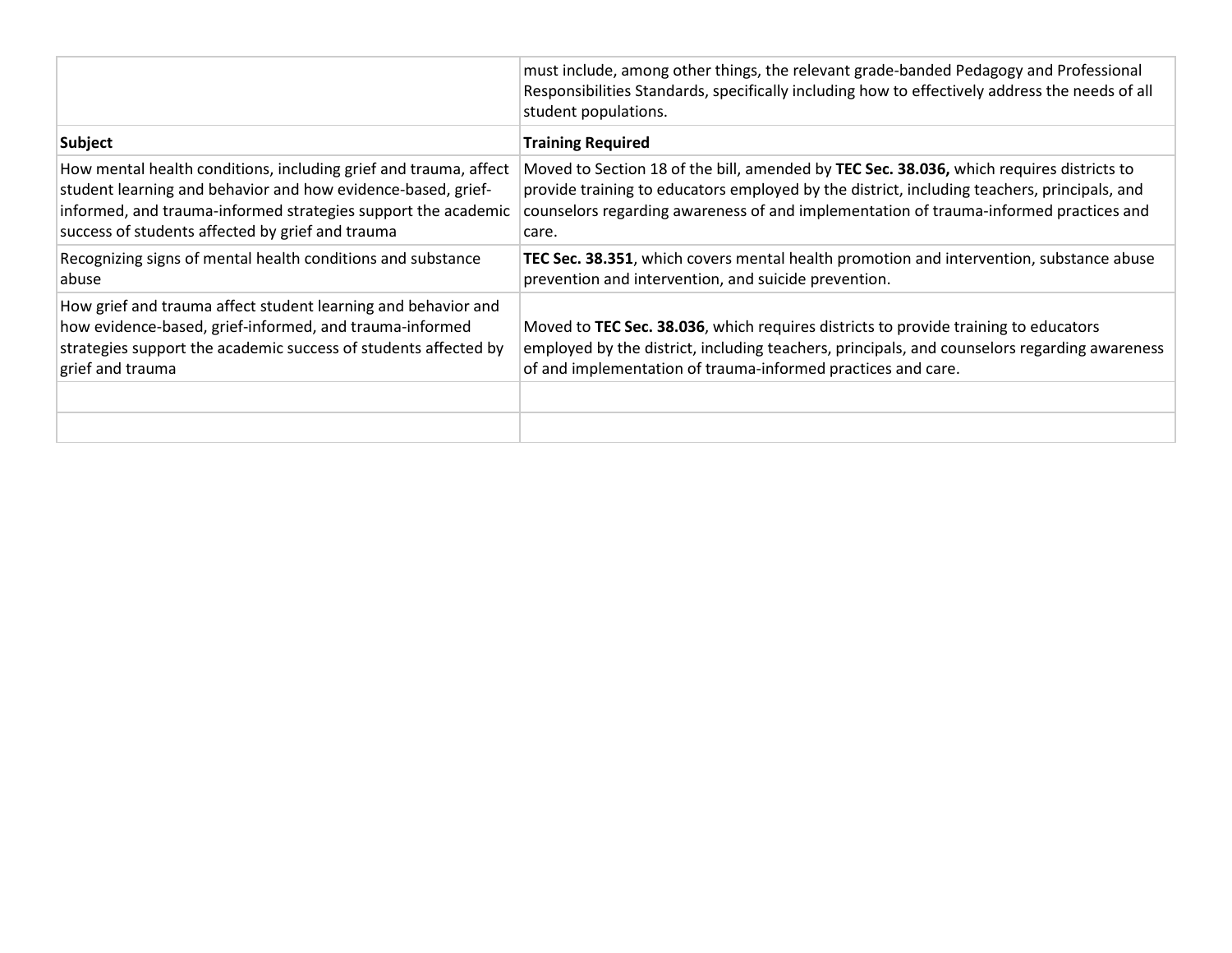| | must include, among other things, the relevant grade-banded Pedagogy and Professional Responsibilities Standards, specifically including how to effectively address the needs of all student populations. |
|---|---|
| **Subject** | **Training Required** |
| How mental health conditions, including grief and trauma, affect student learning and behavior and how evidence-based, grief-informed, and trauma-informed strategies support the academic success of students affected by grief and trauma | Moved to Section 18 of the bill, amended by **TEC Sec. 38.036,** which requires districts to provide training to educators employed by the district, including teachers, principals, and counselors regarding awareness of and implementation of trauma-informed practices and care. |
| Recognizing signs of mental health conditions and substance abuse | **TEC Sec. 38.351**, which covers mental health promotion and intervention, substance abuse prevention and intervention, and suicide prevention. |
| How grief and trauma affect student learning and behavior and how evidence-based, grief-informed, and trauma-informed strategies support the academic success of students affected by grief and trauma | Moved to **TEC Sec. 38.036**, which requires districts to provide training to educators employed by the district, including teachers, principals, and counselors regarding awareness of and implementation of trauma-informed practices and care. |
| | |
| | |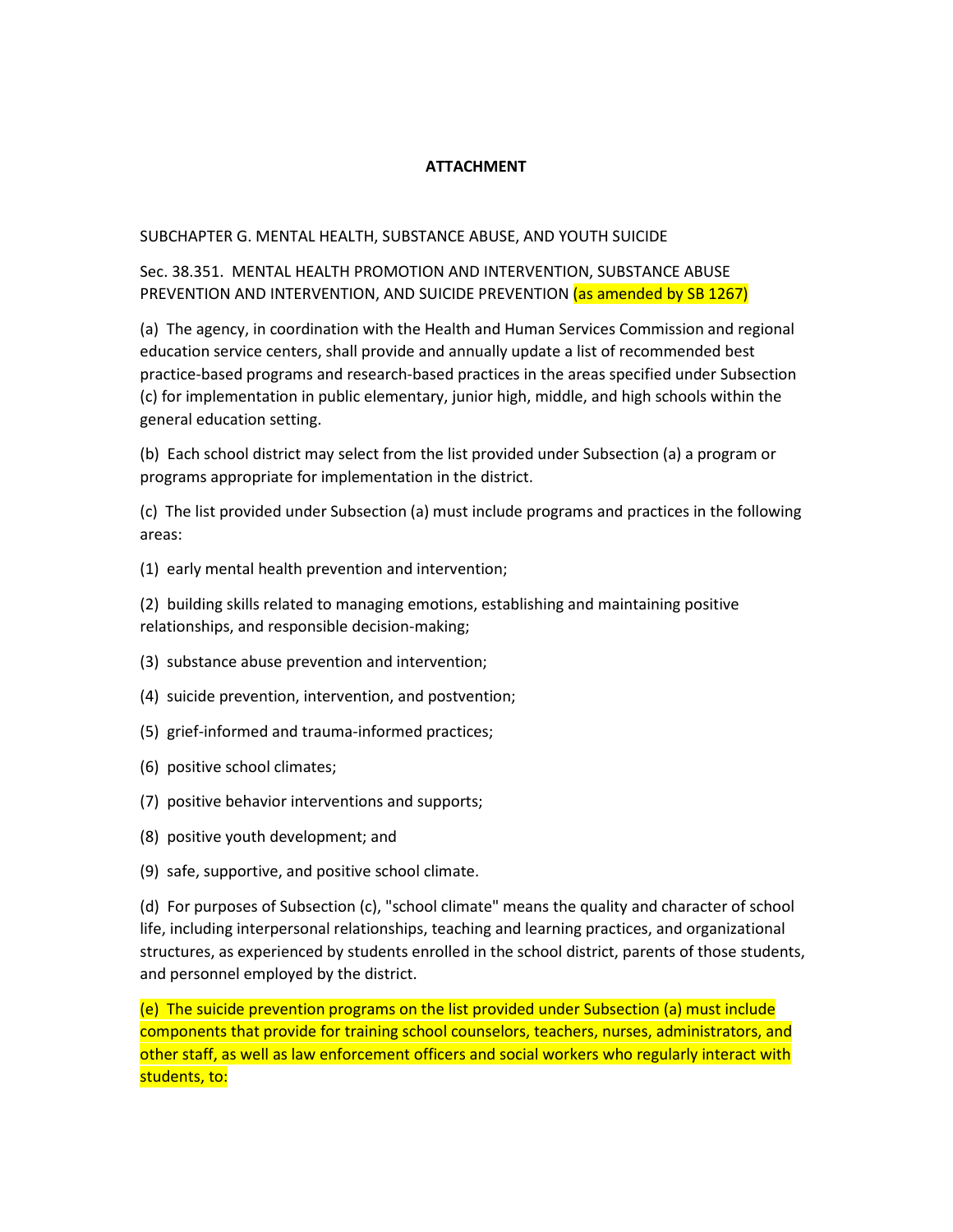**ATTACHMENT**

SUBCHAPTER G. MENTAL HEALTH, SUBSTANCE ABUSE, AND YOUTH SUICIDE

Sec. 38.351. MENTAL HEALTH PROMOTION AND INTERVENTION, SUBSTANCE ABUSE PREVENTION AND INTERVENTION, AND SUICIDE PREVENTION (as amended by SB 1267)

(a) The agency, in coordination with the Health and Human Services Commission and regional education service centers, shall provide and annually update a list of recommended best practice-based programs and research-based practices in the areas specified under Subsection (c) for implementation in public elementary, junior high, middle, and high schools within the general education setting.

(b) Each school district may select from the list provided under Subsection (a) a program or programs appropriate for implementation in the district.

(c) The list provided under Subsection (a) must include programs and practices in the following areas:

(1) early mental health prevention and intervention;

(2) building skills related to managing emotions, establishing and maintaining positive relationships, and responsible decision-making;

(3) substance abuse prevention and intervention;

(4) suicide prevention, intervention, and postvention;

(5) grief-informed and trauma-informed practices;

(6) positive school climates;

(7) positive behavior interventions and supports;

(8) positive youth development; and

(9) safe, supportive, and positive school climate.

(d) For purposes of Subsection (c), "school climate" means the quality and character of school life, including interpersonal relationships, teaching and learning practices, and organizational structures, as experienced by students enrolled in the school district, parents of those students, and personnel employed by the district.

(e) The suicide prevention programs on the list provided under Subsection (a) must include components that provide for training school counselors, teachers, nurses, administrators, and other staff, as well as law enforcement officers and social workers who regularly interact with students, to: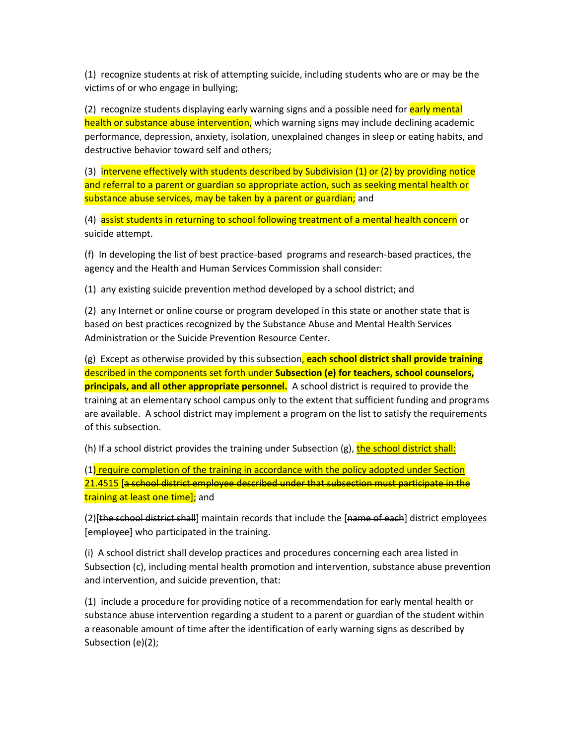(1) recognize students at risk of attempting suicide, including students who are or may be the victims of or who engage in bullying;

(2) recognize students displaying early warning signs and a possible need for early mental health or substance abuse intervention, which warning signs may include declining academic performance, depression, anxiety, isolation, unexplained changes in sleep or eating habits, and destructive behavior toward self and others;

(3) intervene effectively with students described by Subdivision (1) or (2) by providing notice and referral to a parent or guardian so appropriate action, such as seeking mental health or substance abuse services, may be taken by a parent or guardian; and

(4) assist students in returning to school following treatment of a mental health concern or suicide attempt.

(f) In developing the list of best practice-based programs and research-based practices, the agency and the Health and Human Services Commission shall consider:

(1) any existing suicide prevention method developed by a school district; and

(2) any Internet or online course or program developed in this state or another state that is based on best practices recognized by the Substance Abuse and Mental Health Services Administration or the Suicide Prevention Resource Center.

(g) Except as otherwise provided by this subsection, **each school district shall provide training** described in the components set forth under **Subsection (e) for teachers, school counselors, principals, and all other appropriate personnel.** A school district is required to provide the training at an elementary school campus only to the extent that sufficient funding and programs are available. A school district may implement a program on the list to satisfy the requirements of this subsection.

(h) If a school district provides the training under Subsection (g), <u>the school district shall:</u>

(1<u>) require completion of the training in accordance with the policy adopted under Section 21.4515</u> [~~a school district employee described under that subsection must participate in the training at least one time~~]; and

(2)[~~the school district shall~~] maintain records that include the [~~name of each~~] district <u>employees</u> [~~employee~~] who participated in the training.

(i) A school district shall develop practices and procedures concerning each area listed in Subsection (c), including mental health promotion and intervention, substance abuse prevention and intervention, and suicide prevention, that:

(1) include a procedure for providing notice of a recommendation for early mental health or substance abuse intervention regarding a student to a parent or guardian of the student within a reasonable amount of time after the identification of early warning signs as described by Subsection (e)(2);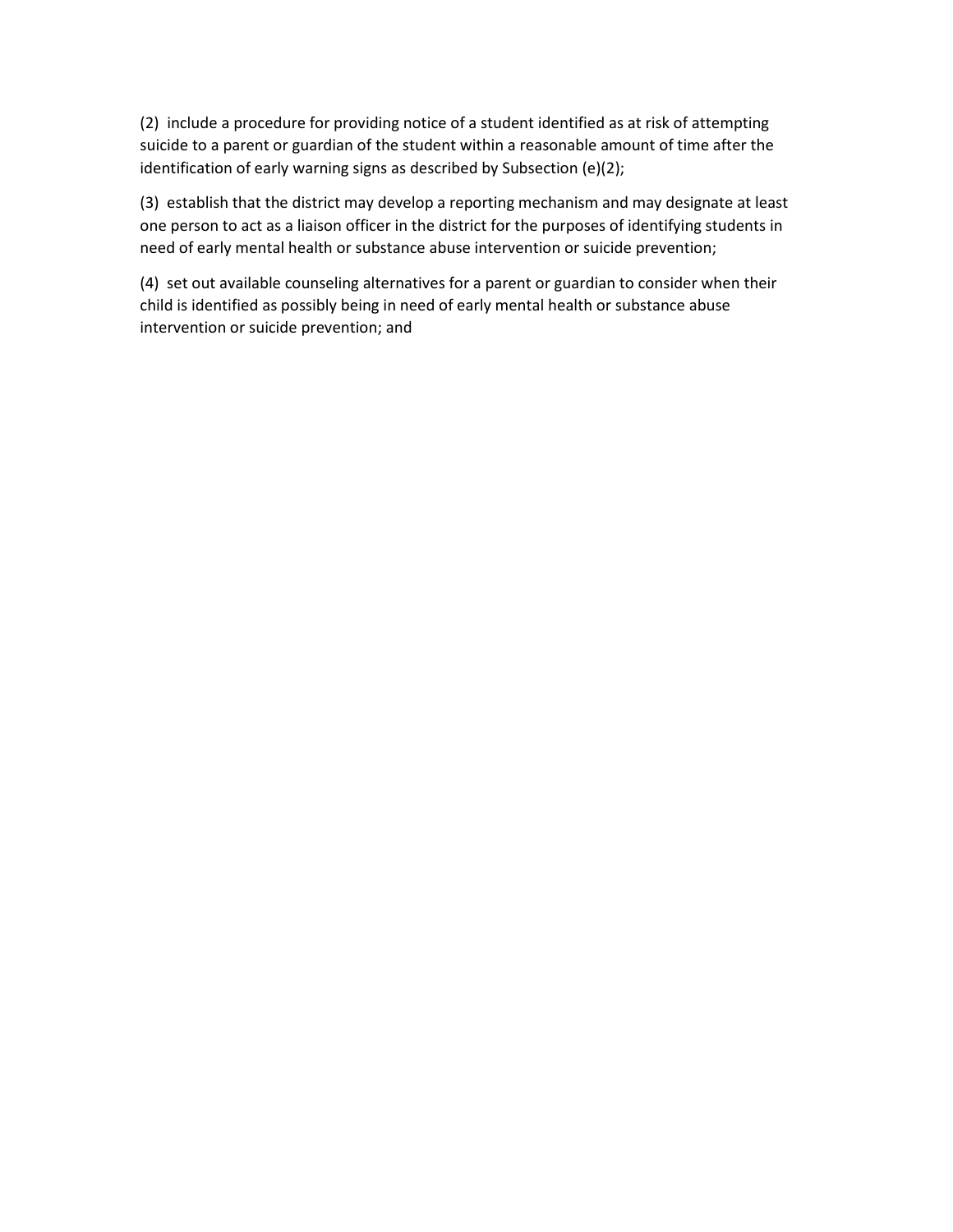(2) include a procedure for providing notice of a student identified as at risk of attempting suicide to a parent or guardian of the student within a reasonable amount of time after the identification of early warning signs as described by Subsection (e)(2);

(3) establish that the district may develop a reporting mechanism and may designate at least one person to act as a liaison officer in the district for the purposes of identifying students in need of early mental health or substance abuse intervention or suicide prevention;

(4) set out available counseling alternatives for a parent or guardian to consider when their child is identified as possibly being in need of early mental health or substance abuse intervention or suicide prevention; and